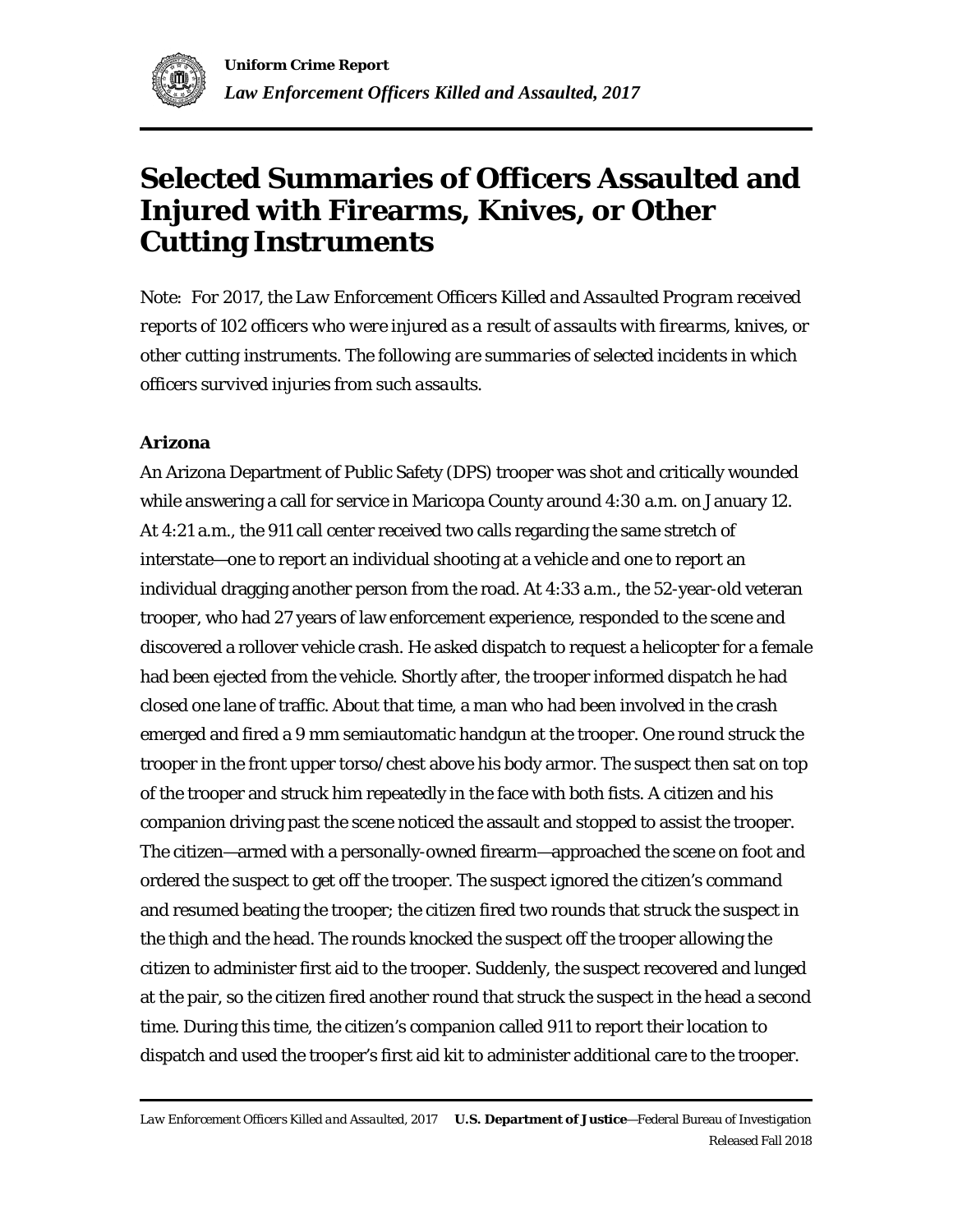# Selected Summaries of Officers Assaulted and Injured with Firearms, Knives, or Other Cutting Instruments

*Note: For 2017, the Law Enforcement Officers Killed and Assaulted Program received reports of 102 officers who were injured as a result of assaults with firearms, knives, or other cutting instruments. The following are summaries of selected incidents in which officers survived injuries from such assaults.*

### Arizona

An Arizona Department of Public Safety (DPS) trooper was shot and critically wounded while answering a call for service in Maricopa County around 4:30 a.m. on January 12. At 4:21 a.m., the 911 call center received two calls regarding the same stretch of interstate—one to report an individual shooting at a vehicle and one to report an individual dragging another person from the road. At 4:33 a.m., the 52-year-old veteran trooper, who had 27 years of law enforcement experience, responded to the scene and discovered a rollover vehicle crash. He asked dispatch to request a helicopter for a female had been ejected from the vehicle. Shortly after, the trooper informed dispatch he had closed one lane of traffic. About that time, a man who had been involved in the crash emerged and fired a 9 mm semiautomatic handgun at the trooper. One round struck the trooper in the front upper torso/chest above his body armor. The suspect then sat on top of the trooper and struck him repeatedly in the face with both fists. A citizen and his companion driving past the scene noticed the assault and stopped to assist the trooper. The citizen—armed with a personally-owned firearm—approached the scene on foot and ordered the suspect to get off the trooper. The suspect ignored the citizen's command and resumed beating the trooper; the citizen fired two rounds that struck the suspect in the thigh and the head. The rounds knocked the suspect off the trooper allowing the citizen to administer first aid to the trooper. Suddenly, the suspect recovered and lunged at the pair, so the citizen fired another round that struck the suspect in the head a second time. During this time, the citizen's companion called 911 to report their location to dispatch and used the trooper's first aid kit to administer additional care to the trooper.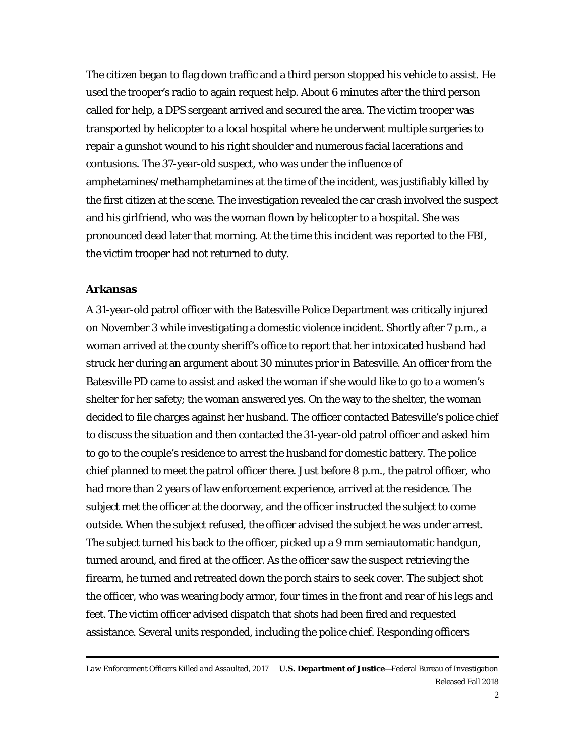The citizen began to flag down traffic and a third person stopped his vehicle to assist. He used the trooper's radio to again request help. About 6 minutes after the third person called for help, a DPS sergeant arrived and secured the area. The victim trooper was transported by helicopter to a local hospital where he underwent multiple surgeries to repair a gunshot wound to his right shoulder and numerous facial lacerations and contusions. The 37-year-old suspect, who was under the influence of amphetamines/methamphetamines at the time of the incident, was justifiably killed by the first citizen at the scene. The investigation revealed the car crash involved the suspect and his girlfriend, who was the woman flown by helicopter to a hospital. She was pronounced dead later that morning. At the time this incident was reported to the FBI, the victim trooper had not returned to duty.

### Arkansas

A 31-year-old patrol officer with the Batesville Police Department was critically injured on November 3 while investigating a domestic violence incident. Shortly after 7 p.m., a woman arrived at the county sheriff's office to report that her intoxicated husband had struck her during an argument about 30 minutes prior in Batesville. An officer from the Batesville PD came to assist and asked the woman if she would like to go to a women's shelter for her safety; the woman answered yes. On the way to the shelter, the woman decided to file charges against her husband. The officer contacted Batesville's police chief to discuss the situation and then contacted the 31-year-old patrol officer and asked him to go to the couple's residence to arrest the husband for domestic battery. The police chief planned to meet the patrol officer there. Just before 8 p.m., the patrol officer, who had more than 2 years of law enforcement experience, arrived at the residence. The subject met the officer at the doorway, and the officer instructed the subject to come outside. When the subject refused, the officer advised the subject he was under arrest. The subject turned his back to the officer, picked up a 9 mm semiautomatic handgun, turned around, and fired at the officer. As the officer saw the suspect retrieving the firearm, he turned and retreated down the porch stairs to seek cover. The subject shot the officer, who was wearing body armor, four times in the front and rear of his legs and feet. The victim officer advised dispatch that shots had been fired and requested assistance. Several units responded, including the police chief. Responding officers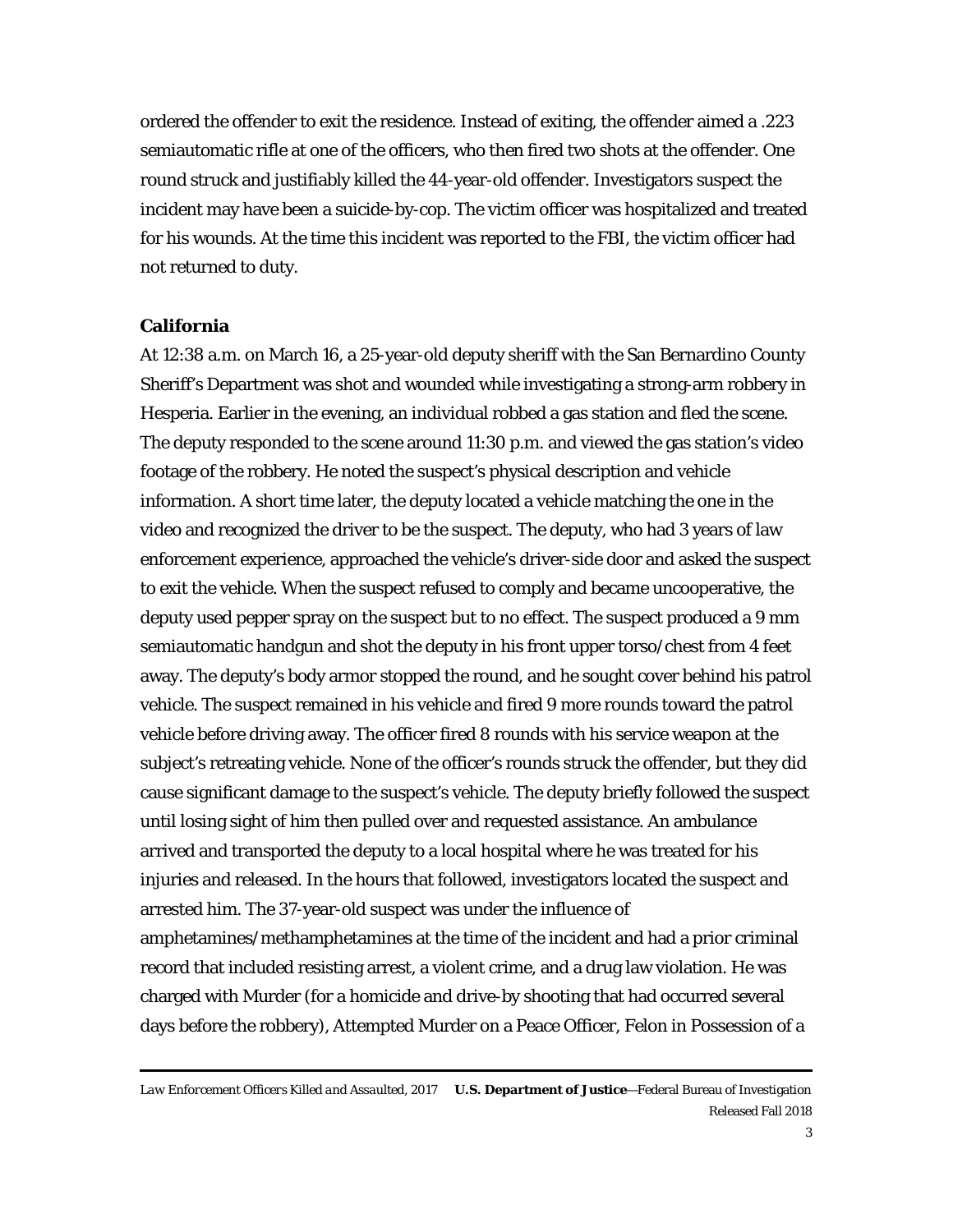ordered the offender to exit the residence. Instead of exiting, the offender aimed a .223 semiautomatic rifle at one of the officers, who then fired two shots at the offender. One round struck and justifiably killed the 44-year-old offender. Investigators suspect the incident may have been a suicide-by-cop. The victim officer was hospitalized and treated for his wounds. At the time this incident was reported to the FBI, the victim officer had not returned to duty.

### California

At 12:38 a.m. on March 16, a 25-year-old deputy sheriff with the San Bernardino County Sheriff's Department was shot and wounded while investigating a strong-arm robbery in Hesperia. Earlier in the evening, an individual robbed a gas station and fled the scene. The deputy responded to the scene around 11:30 p.m. and viewed the gas station's video footage of the robbery. He noted the suspect's physical description and vehicle information. A short time later, the deputy located a vehicle matching the one in the video and recognized the driver to be the suspect. The deputy, who had 3 years of law enforcement experience, approached the vehicle's driver-side door and asked the suspect to exit the vehicle. When the suspect refused to comply and became uncooperative, the deputy used pepper spray on the suspect but to no effect. The suspect produced a 9 mm semiautomatic handgun and shot the deputy in his front upper torso/chest from 4 feet away. The deputy's body armor stopped the round, and he sought cover behind his patrol vehicle. The suspect remained in his vehicle and fired 9 more rounds toward the patrol vehicle before driving away. The officer fired 8 rounds with his service weapon at the subject's retreating vehicle. None of the officer's rounds struck the offender, but they did cause significant damage to the suspect's vehicle. The deputy briefly followed the suspect until losing sight of him then pulled over and requested assistance. An ambulance arrived and transported the deputy to a local hospital where he was treated for his injuries and released. In the hours that followed, investigators located the suspect and arrested him. The 37-year-old suspect was under the influence of amphetamines/methamphetamines at the time of the incident and had a prior criminal record that included resisting arrest, a violent crime, and a drug law violation. He was charged with Murder (for a homicide and drive-by shooting that had occurred several days before the robbery), Attempted Murder on a Peace Officer, Felon in Possession of a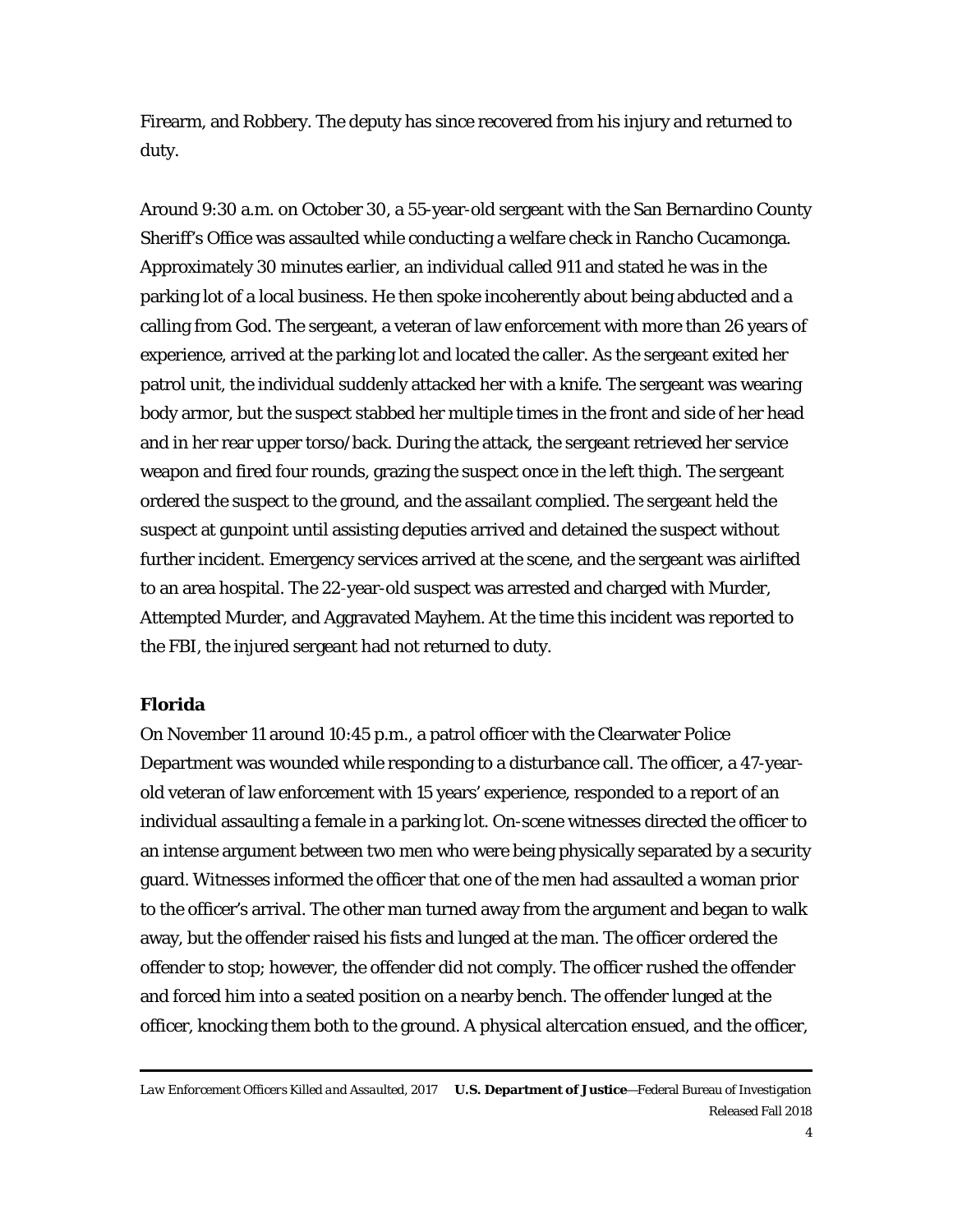Firearm, and Robbery. The deputy has since recovered from his injury and returned to duty.

Around 9:30 a.m. on October 30, a 55-year-old sergeant with the San Bernardino County Sheriff's Office was assaulted while conducting a welfare check in Rancho Cucamonga. Approximately 30 minutes earlier, an individual called 911 and stated he was in the parking lot of a local business. He then spoke incoherently about being abducted and a calling from God. The sergeant, a veteran of law enforcement with more than 26 years of experience, arrived at the parking lot and located the caller. As the sergeant exited her patrol unit, the individual suddenly attacked her with a knife. The sergeant was wearing body armor, but the suspect stabbed her multiple times in the front and side of her head and in her rear upper torso/back. During the attack, the sergeant retrieved her service weapon and fired four rounds, grazing the suspect once in the left thigh. The sergeant ordered the suspect to the ground, and the assailant complied. The sergeant held the suspect at gunpoint until assisting deputies arrived and detained the suspect without further incident. Emergency services arrived at the scene, and the sergeant was airlifted to an area hospital. The 22-year-old suspect was arrested and charged with Murder, Attempted Murder, and Aggravated Mayhem. At the time this incident was reported to the FBI, the injured sergeant had not returned to duty.

### Florida

On November 11 around 10:45 p.m., a patrol officer with the Clearwater Police Department was wounded while responding to a disturbance call. The officer, a 47-year-old veteran of law enforcement with 15 years' experience, responded to a report of an individual assaulting a female in a parking lot. On-scene witnesses directed the officer to an intense argument between two men who were being physically separated by a security guard. Witnesses informed the officer that one of the men had assaulted a woman prior to the officer's arrival. The other man turned away from the argument and began to walk away, but the offender raised his fists and lunged at the man. The officer ordered the offender to stop; however, the offender did not comply. The officer rushed the offender and forced him into a seated position on a nearby bench. The offender lunged at the officer, knocking them both to the ground. A physical altercation ensued, and the officer,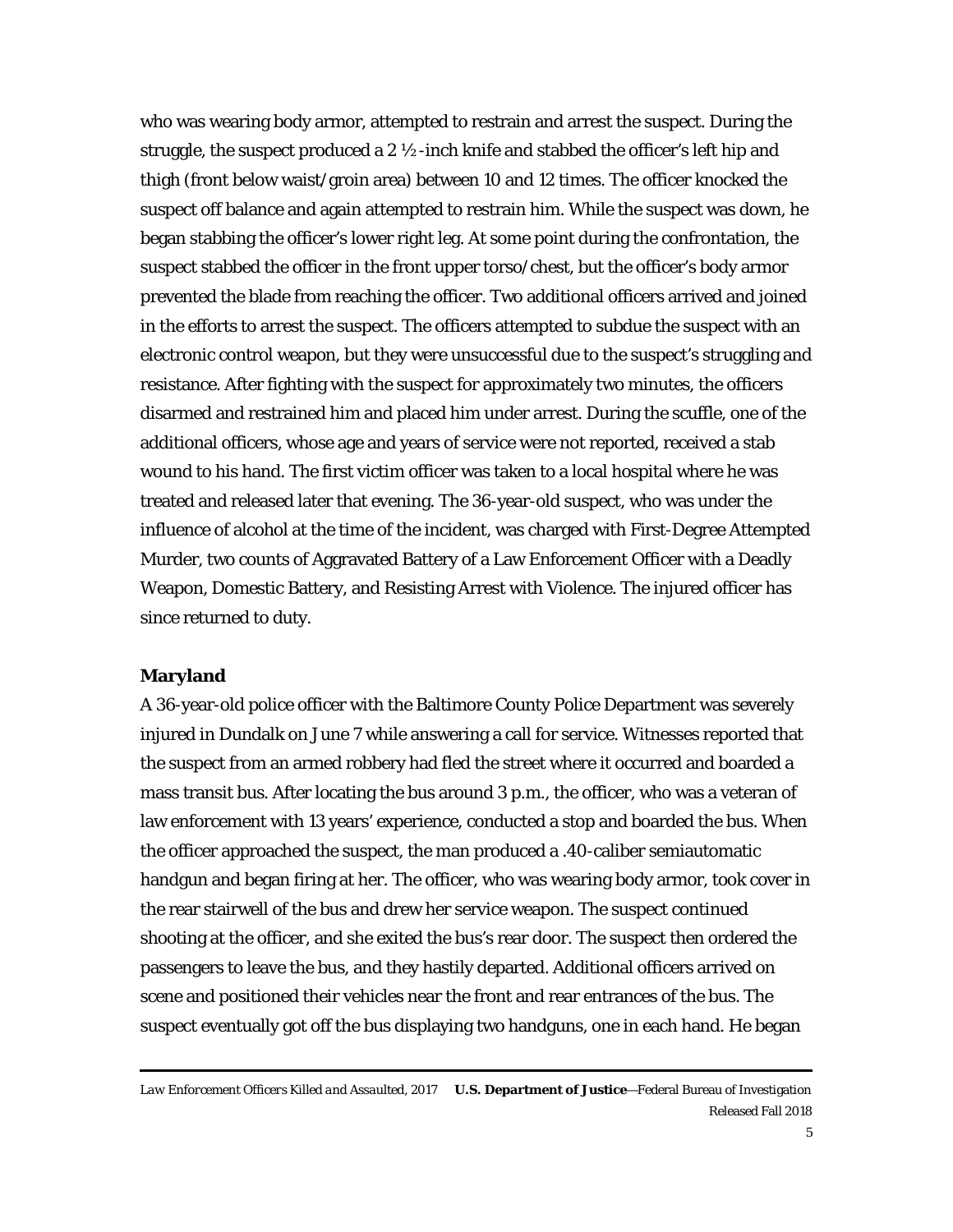who was wearing body armor, attempted to restrain and arrest the suspect. During the struggle, the suspect produced a 2 ½-inch knife and stabbed the officer's left hip and thigh (front below waist/groin area) between 10 and 12 times. The officer knocked the suspect off balance and again attempted to restrain him. While the suspect was down, he began stabbing the officer's lower right leg. At some point during the confrontation, the suspect stabbed the officer in the front upper torso/chest, but the officer's body armor prevented the blade from reaching the officer. Two additional officers arrived and joined in the efforts to arrest the suspect. The officers attempted to subdue the suspect with an electronic control weapon, but they were unsuccessful due to the suspect's struggling and resistance. After fighting with the suspect for approximately two minutes, the officers disarmed and restrained him and placed him under arrest. During the scuffle, one of the additional officers, whose age and years of service were not reported, received a stab wound to his hand. The first victim officer was taken to a local hospital where he was treated and released later that evening. The 36-year-old suspect, who was under the influence of alcohol at the time of the incident, was charged with First-Degree Attempted Murder, two counts of Aggravated Battery of a Law Enforcement Officer with a Deadly Weapon, Domestic Battery, and Resisting Arrest with Violence. The injured officer has since returned to duty.

**Maryland**

A 36-year-old police officer with the Baltimore County Police Department was severely injured in Dundalk on June 7 while answering a call for service. Witnesses reported that the suspect from an armed robbery had fled the street where it occurred and boarded a mass transit bus. After locating the bus around 3 p.m., the officer, who was a veteran of law enforcement with 13 years' experience, conducted a stop and boarded the bus. When the officer approached the suspect, the man produced a .40-caliber semiautomatic handgun and began firing at her. The officer, who was wearing body armor, took cover in the rear stairwell of the bus and drew her service weapon. The suspect continued shooting at the officer, and she exited the bus's rear door. The suspect then ordered the passengers to leave the bus, and they hastily departed. Additional officers arrived on scene and positioned their vehicles near the front and rear entrances of the bus. The suspect eventually got off the bus displaying two handguns, one in each hand. He began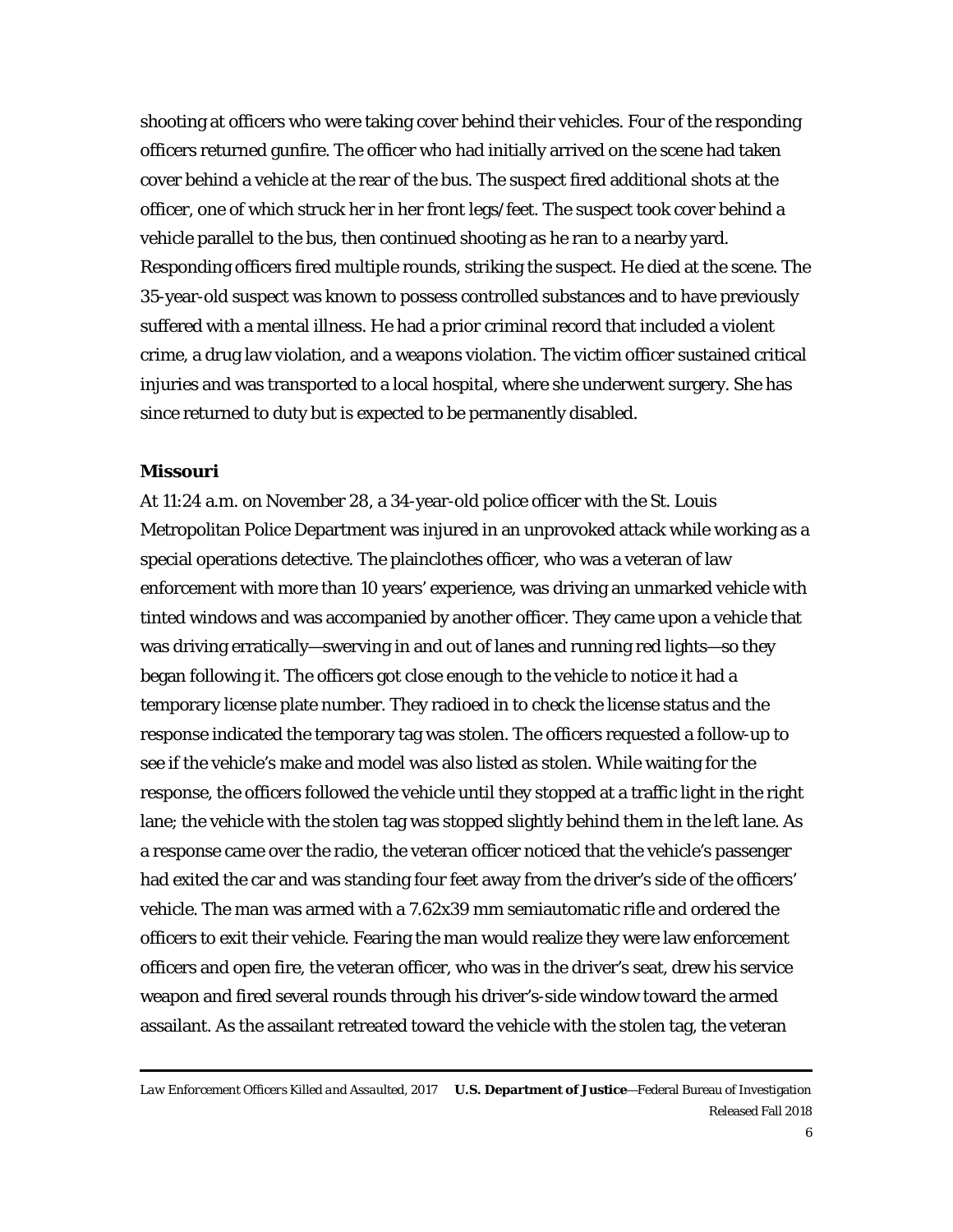shooting at officers who were taking cover behind their vehicles. Four of the responding officers returned gunfire. The officer who had initially arrived on the scene had taken cover behind a vehicle at the rear of the bus. The suspect fired additional shots at the officer, one of which struck her in her front legs/feet. The suspect took cover behind a vehicle parallel to the bus, then continued shooting as he ran to a nearby yard. Responding officers fired multiple rounds, striking the suspect. He died at the scene. The 35-year-old suspect was known to possess controlled substances and to have previously suffered with a mental illness. He had a prior criminal record that included a violent crime, a drug law violation, and a weapons violation. The victim officer sustained critical injuries and was transported to a local hospital, where she underwent surgery. She has since returned to duty but is expected to be permanently disabled.

### Missouri

At 11:24 a.m. on November 28, a 34-year-old police officer with the St. Louis Metropolitan Police Department was injured in an unprovoked attack while working as a special operations detective. The plainclothes officer, who was a veteran of law enforcement with more than 10 years' experience, was driving an unmarked vehicle with tinted windows and was accompanied by another officer. They came upon a vehicle that was driving erratically—swerving in and out of lanes and running red lights—so they began following it. The officers got close enough to the vehicle to notice it had a temporary license plate number. They radioed in to check the license status and the response indicated the temporary tag was stolen. The officers requested a follow-up to see if the vehicle's make and model was also listed as stolen. While waiting for the response, the officers followed the vehicle until they stopped at a traffic light in the right lane; the vehicle with the stolen tag was stopped slightly behind them in the left lane. As a response came over the radio, the veteran officer noticed that the vehicle's passenger had exited the car and was standing four feet away from the driver's side of the officers' vehicle. The man was armed with a 7.62x39 mm semiautomatic rifle and ordered the officers to exit their vehicle. Fearing the man would realize they were law enforcement officers and open fire, the veteran officer, who was in the driver's seat, drew his service weapon and fired several rounds through his driver's-side window toward the armed assailant. As the assailant retreated toward the vehicle with the stolen tag, the veteran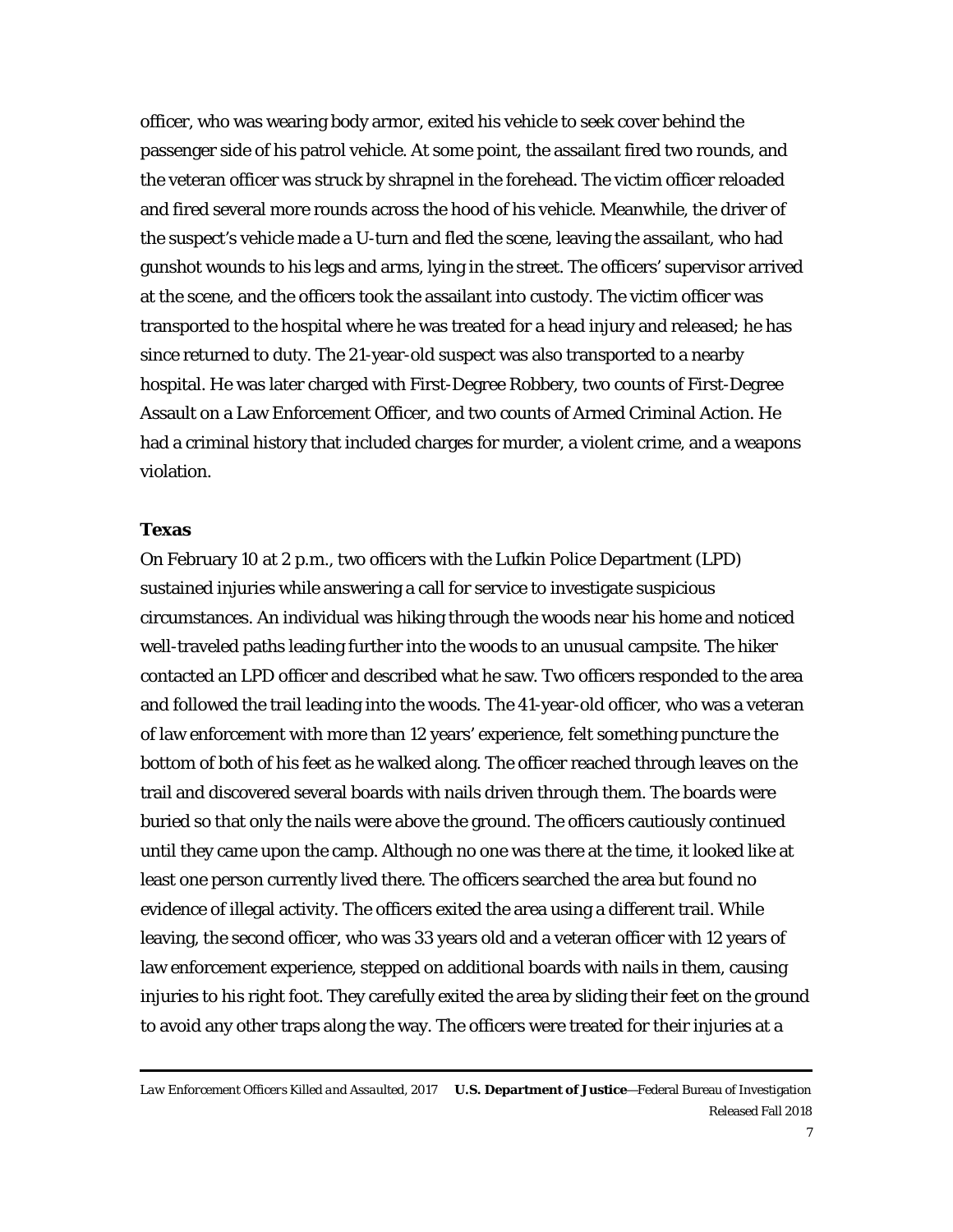officer, who was wearing body armor, exited his vehicle to seek cover behind the passenger side of his patrol vehicle. At some point, the assailant fired two rounds, and the veteran officer was struck by shrapnel in the forehead. The victim officer reloaded and fired several more rounds across the hood of his vehicle. Meanwhile, the driver of the suspect's vehicle made a U-turn and fled the scene, leaving the assailant, who had gunshot wounds to his legs and arms, lying in the street. The officers' supervisor arrived at the scene, and the officers took the assailant into custody. The victim officer was transported to the hospital where he was treated for a head injury and released; he has since returned to duty. The 21-year-old suspect was also transported to a nearby hospital. He was later charged with First-Degree Robbery, two counts of First-Degree Assault on a Law Enforcement Officer, and two counts of Armed Criminal Action. He had a criminal history that included charges for murder, a violent crime, and a weapons violation.

### Texas

On February 10 at 2 p.m., two officers with the Lufkin Police Department (LPD) sustained injuries while answering a call for service to investigate suspicious circumstances. An individual was hiking through the woods near his home and noticed well-traveled paths leading further into the woods to an unusual campsite. The hiker contacted an LPD officer and described what he saw. Two officers responded to the area and followed the trail leading into the woods. The 41-year-old officer, who was a veteran of law enforcement with more than 12 years' experience, felt something puncture the bottom of both of his feet as he walked along. The officer reached through leaves on the trail and discovered several boards with nails driven through them. The boards were buried so that only the nails were above the ground. The officers cautiously continued until they came upon the camp. Although no one was there at the time, it looked like at least one person currently lived there. The officers searched the area but found no evidence of illegal activity. The officers exited the area using a different trail. While leaving, the second officer, who was 33 years old and a veteran officer with 12 years of law enforcement experience, stepped on additional boards with nails in them, causing injuries to his right foot. They carefully exited the area by sliding their feet on the ground to avoid any other traps along the way. The officers were treated for their injuries at a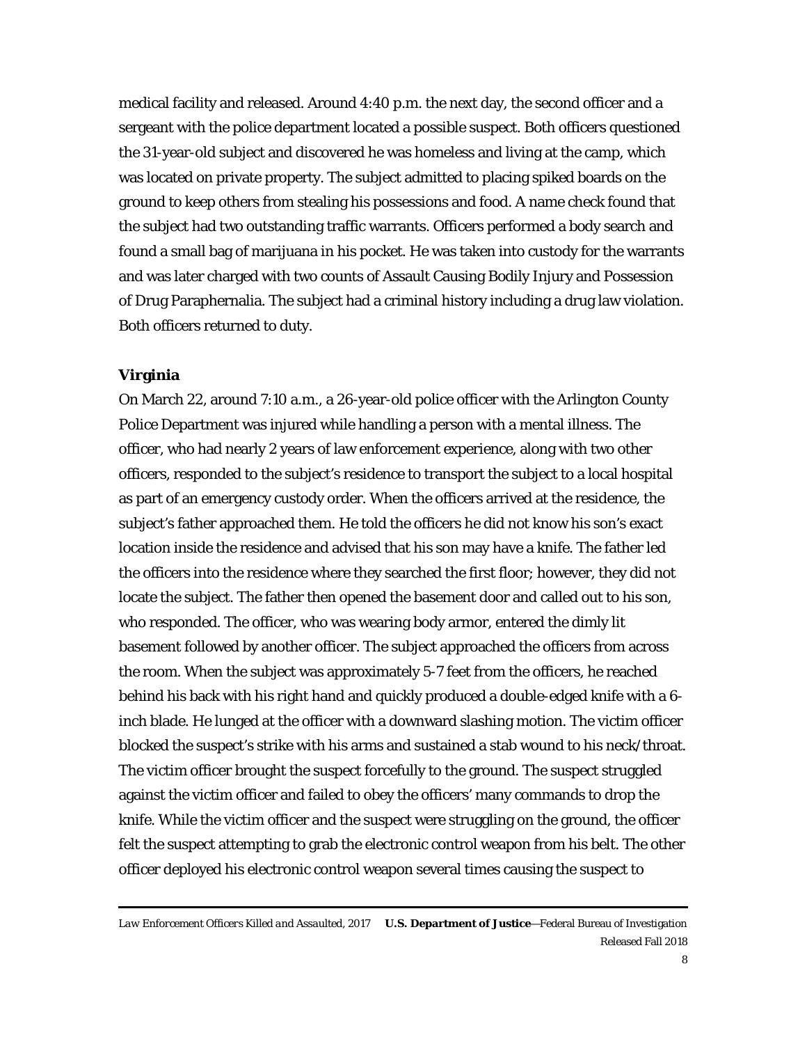medical facility and released. Around 4:40 p.m. the next day, the second officer and a sergeant with the police department located a possible suspect. Both officers questioned the 31-year-old subject and discovered he was homeless and living at the camp, which was located on private property. The subject admitted to placing spiked boards on the ground to keep others from stealing his possessions and food. A name check found that the subject had two outstanding traffic warrants. Officers performed a body search and found a small bag of marijuana in his pocket. He was taken into custody for the warrants and was later charged with two counts of Assault Causing Bodily Injury and Possession of Drug Paraphernalia. The subject had a criminal history including a drug law violation. Both officers returned to duty.

**Virginia**

On March 22, around 7:10 a.m., a 26-year-old police officer with the Arlington County Police Department was injured while handling a person with a mental illness. The officer, who had nearly 2 years of law enforcement experience, along with two other officers, responded to the subject's residence to transport the subject to a local hospital as part of an emergency custody order. When the officers arrived at the residence, the subject's father approached them. He told the officers he did not know his son's exact location inside the residence and advised that his son may have a knife. The father led the officers into the residence where they searched the first floor; however, they did not locate the subject. The father then opened the basement door and called out to his son, who responded. The officer, who was wearing body armor, entered the dimly lit basement followed by another officer. The subject approached the officers from across the room. When the subject was approximately 5-7 feet from the officers, he reached behind his back with his right hand and quickly produced a double-edged knife with a 6-inch blade. He lunged at the officer with a downward slashing motion. The victim officer blocked the suspect's strike with his arms and sustained a stab wound to his neck/throat. The victim officer brought the suspect forcefully to the ground. The suspect struggled against the victim officer and failed to obey the officers' many commands to drop the knife. While the victim officer and the suspect were struggling on the ground, the officer felt the suspect attempting to grab the electronic control weapon from his belt. The other officer deployed his electronic control weapon several times causing the suspect to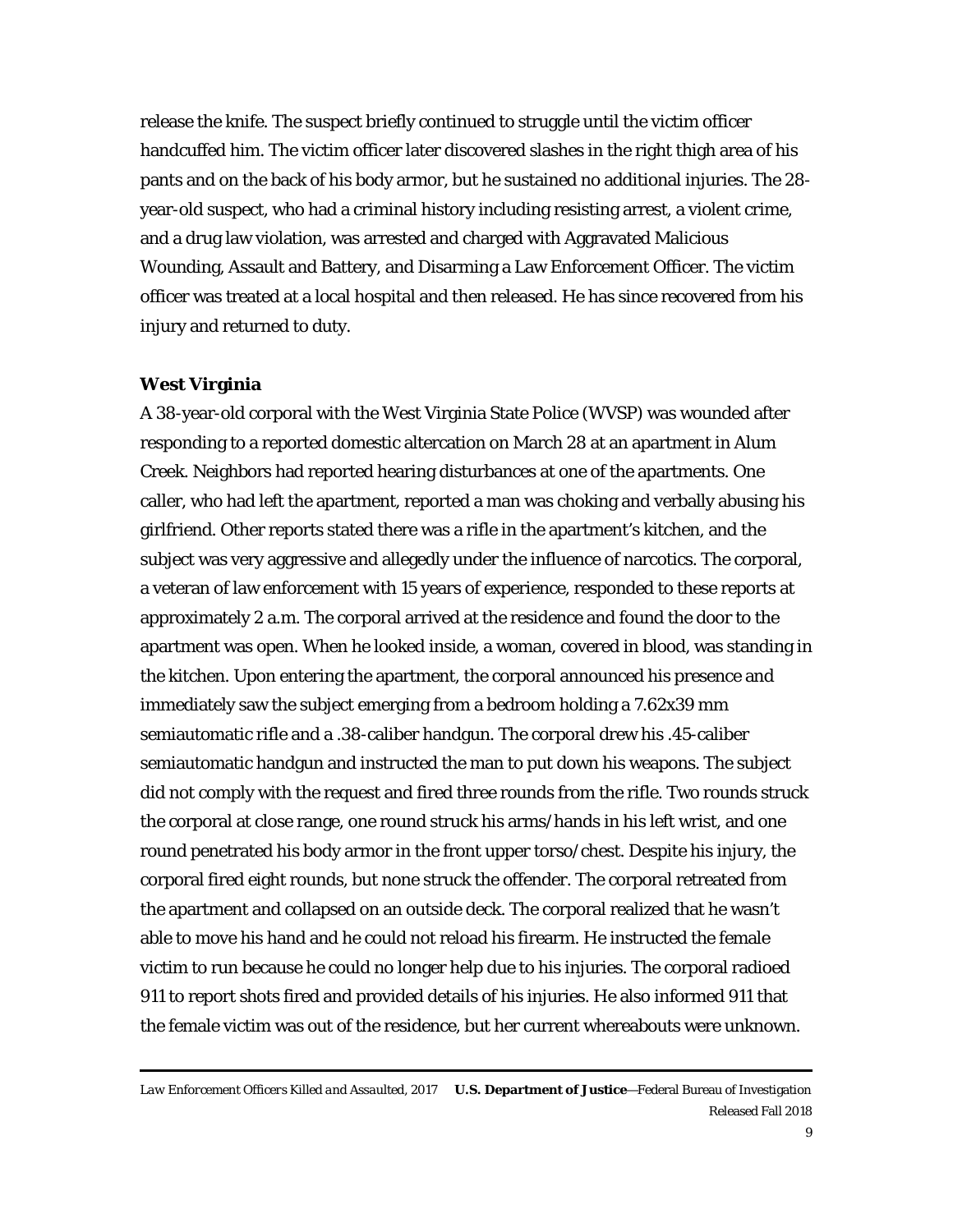release the knife. The suspect briefly continued to struggle until the victim officer handcuffed him. The victim officer later discovered slashes in the right thigh area of his pants and on the back of his body armor, but he sustained no additional injuries. The 28-year-old suspect, who had a criminal history including resisting arrest, a violent crime, and a drug law violation, was arrested and charged with Aggravated Malicious Wounding, Assault and Battery, and Disarming a Law Enforcement Officer. The victim officer was treated at a local hospital and then released. He has since recovered from his injury and returned to duty.

**West Virginia**

A 38-year-old corporal with the West Virginia State Police (WVSP) was wounded after responding to a reported domestic altercation on March 28 at an apartment in Alum Creek. Neighbors had reported hearing disturbances at one of the apartments. One caller, who had left the apartment, reported a man was choking and verbally abusing his girlfriend. Other reports stated there was a rifle in the apartment's kitchen, and the subject was very aggressive and allegedly under the influence of narcotics. The corporal, a veteran of law enforcement with 15 years of experience, responded to these reports at approximately 2 a.m. The corporal arrived at the residence and found the door to the apartment was open. When he looked inside, a woman, covered in blood, was standing in the kitchen. Upon entering the apartment, the corporal announced his presence and immediately saw the subject emerging from a bedroom holding a 7.62x39 mm semiautomatic rifle and a .38-caliber handgun. The corporal drew his .45-caliber semiautomatic handgun and instructed the man to put down his weapons. The subject did not comply with the request and fired three rounds from the rifle. Two rounds struck the corporal at close range, one round struck his arms/hands in his left wrist, and one round penetrated his body armor in the front upper torso/chest. Despite his injury, the corporal fired eight rounds, but none struck the offender. The corporal retreated from the apartment and collapsed on an outside deck. The corporal realized that he wasn't able to move his hand and he could not reload his firearm. He instructed the female victim to run because he could no longer help due to his injuries. The corporal radioed 911 to report shots fired and provided details of his injuries. He also informed 911 that the female victim was out of the residence, but her current whereabouts were unknown.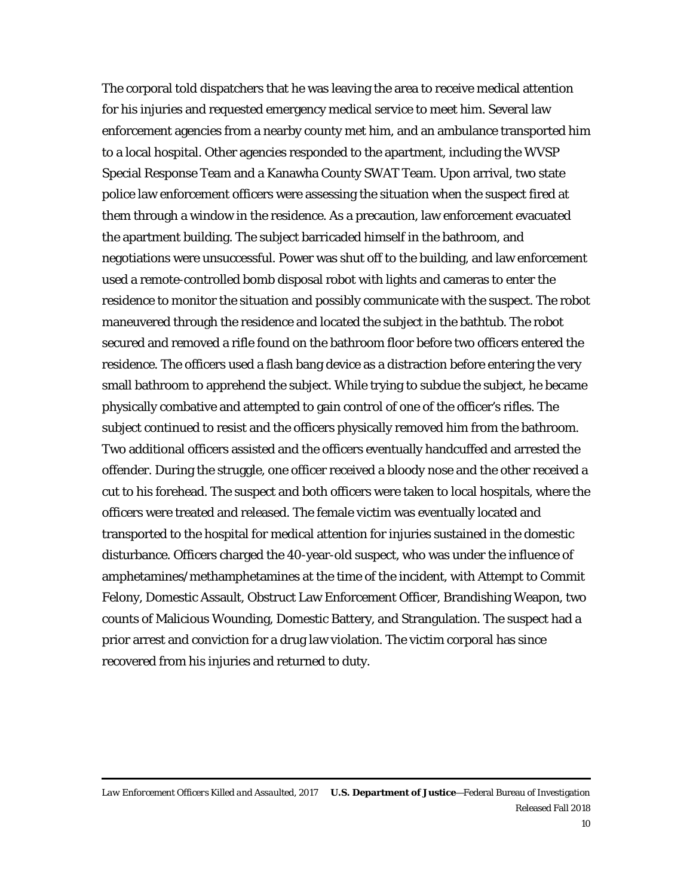The corporal told dispatchers that he was leaving the area to receive medical attention for his injuries and requested emergency medical service to meet him. Several law enforcement agencies from a nearby county met him, and an ambulance transported him to a local hospital. Other agencies responded to the apartment, including the WVSP Special Response Team and a Kanawha County SWAT Team. Upon arrival, two state police law enforcement officers were assessing the situation when the suspect fired at them through a window in the residence. As a precaution, law enforcement evacuated the apartment building. The subject barricaded himself in the bathroom, and negotiations were unsuccessful. Power was shut off to the building, and law enforcement used a remote-controlled bomb disposal robot with lights and cameras to enter the residence to monitor the situation and possibly communicate with the suspect. The robot maneuvered through the residence and located the subject in the bathtub. The robot secured and removed a rifle found on the bathroom floor before two officers entered the residence. The officers used a flash bang device as a distraction before entering the very small bathroom to apprehend the subject. While trying to subdue the subject, he became physically combative and attempted to gain control of one of the officer's rifles. The subject continued to resist and the officers physically removed him from the bathroom. Two additional officers assisted and the officers eventually handcuffed and arrested the offender. During the struggle, one officer received a bloody nose and the other received a cut to his forehead. The suspect and both officers were taken to local hospitals, where the officers were treated and released. The female victim was eventually located and transported to the hospital for medical attention for injuries sustained in the domestic disturbance. Officers charged the 40-year-old suspect, who was under the influence of amphetamines/methamphetamines at the time of the incident, with Attempt to Commit Felony, Domestic Assault, Obstruct Law Enforcement Officer, Brandishing Weapon, two counts of Malicious Wounding, Domestic Battery, and Strangulation. The suspect had a prior arrest and conviction for a drug law violation. The victim corporal has since recovered from his injuries and returned to duty.